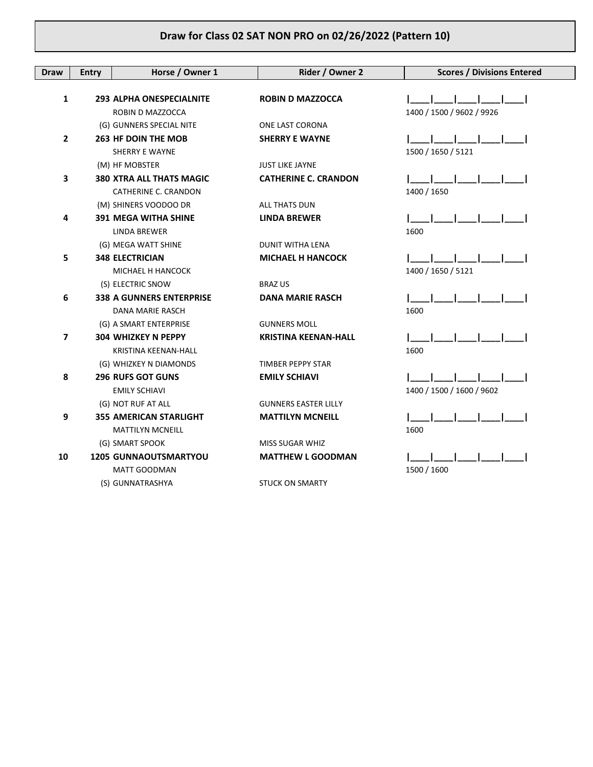# Draw for Class 02 SAT NON PRO on 02/26/2022 (Pattern 10)

| Draw | Entry | Horse / Owner 1 | Rider / Owner 2 | Scores / Divisions Entered |
|---|---|---|---|---|
| 1 | 293 | **ALPHA ONESPECIALNITE**<br>ROBIN D MAZZOCCA<br>(G) GUNNERS SPECIAL NITE | **ROBIN D MAZZOCCA**<br><br>ONE LAST CORONA | \|\_\_\_\_\|\_\_\_\_\|\_\_\_\_\|\_\_\_\_\|\_\_\_\_\|<br>1400 / 1500 / 9602 / 9926 |
| 2 | 263 | **HF DOIN THE MOB**<br>SHERRY E WAYNE<br>(M) HF MOBSTER | **SHERRY E WAYNE**<br><br>JUST LIKE JAYNE | \|\_\_\_\_\|\_\_\_\_\|\_\_\_\_\|\_\_\_\_\|\_\_\_\_\|<br>1500 / 1650 / 5121 |
| 3 | 380 | **XTRA ALL THATS MAGIC**<br>CATHERINE C. CRANDON<br>(M) SHINERS VOODOO DR | **CATHERINE C. CRANDON**<br><br>ALL THATS DUN | \|\_\_\_\_\|\_\_\_\_\|\_\_\_\_\|\_\_\_\_\|\_\_\_\_\|<br>1400 / 1650 |
| 4 | 391 | **MEGA WITHA SHINE**<br>LINDA BREWER<br>(G) MEGA WATT SHINE | **LINDA BREWER**<br><br>DUNIT WITHA LENA | \|\_\_\_\_\|\_\_\_\_\|\_\_\_\_\|\_\_\_\_\|\_\_\_\_\|<br>1600 |
| 5 | 348 | **ELECTRICIAN**<br>MICHAEL H HANCOCK<br>(S) ELECTRIC SNOW | **MICHAEL H HANCOCK**<br><br>BRAZ US | \|\_\_\_\_\|\_\_\_\_\|\_\_\_\_\|\_\_\_\_\|\_\_\_\_\|<br>1400 / 1650 / 5121 |
| 6 | 338 | **A GUNNERS ENTERPRISE**<br>DANA MARIE RASCH<br>(G) A SMART ENTERPRISE | **DANA MARIE RASCH**<br><br>GUNNERS MOLL | \|\_\_\_\_\|\_\_\_\_\|\_\_\_\_\|\_\_\_\_\|\_\_\_\_\|<br>1600 |
| 7 | 304 | **WHIZKEY N PEPPY**<br>KRISTINA KEENAN-HALL<br>(G) WHIZKEY N DIAMONDS | **KRISTINA KEENAN-HALL**<br><br>TIMBER PEPPY STAR | \|\_\_\_\_\|\_\_\_\_\|\_\_\_\_\|\_\_\_\_\|\_\_\_\_\|<br>1600 |
| 8 | 296 | **RUFS GOT GUNS**<br>EMILY SCHIAVI<br>(G) NOT RUF AT ALL | **EMILY SCHIAVI**<br><br>GUNNERS EASTER LILLY | \|\_\_\_\_\|\_\_\_\_\|\_\_\_\_\|\_\_\_\_\|\_\_\_\_\|<br>1400 / 1500 / 1600 / 9602 |
| 9 | 355 | **AMERICAN STARLIGHT**<br>MATTILYN MCNEILL<br>(G) SMART SPOOK | **MATTILYN MCNEILL**<br><br>MISS SUGAR WHIZ | \|\_\_\_\_\|\_\_\_\_\|\_\_\_\_\|\_\_\_\_\|\_\_\_\_\|<br>1600 |
| 10 | 1205 | **GUNNAOUTSMARTYOU**<br>MATT GOODMAN<br>(S) GUNNATRASHYA | **MATTHEW L GOODMAN**<br><br>STUCK ON SMARTY | \|\_\_\_\_\|\_\_\_\_\|\_\_\_\_\|\_\_\_\_\|\_\_\_\_\|<br>1500 / 1600 |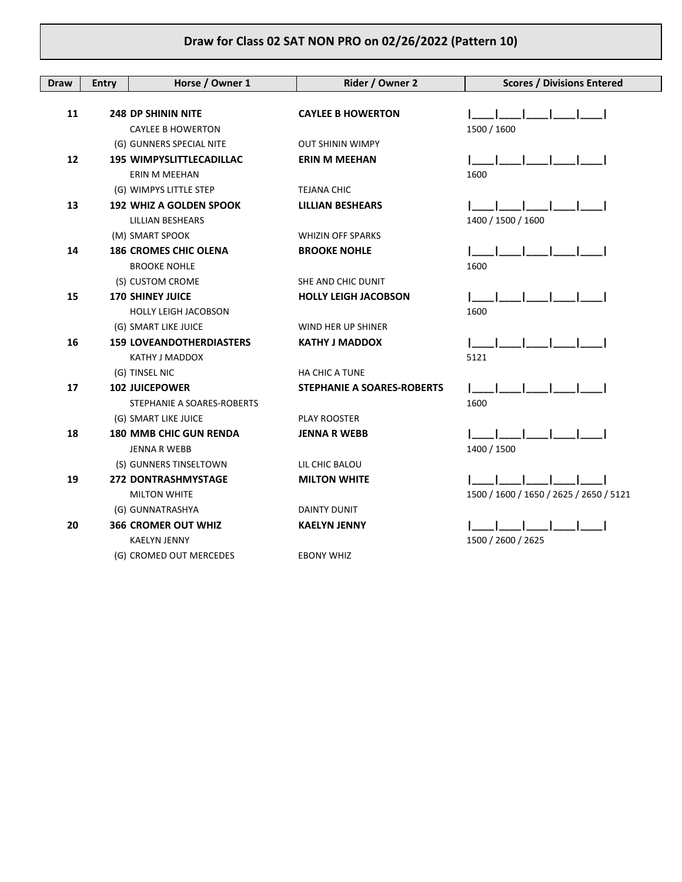## Draw for Class 02 SAT NON PRO on 02/26/2022 (Pattern 10)

| Draw | Entry | Horse / Owner 1 | Rider / Owner 2 | Scores / Divisions Entered |
|---|---|---|---|---|
| **11** | **248** | **DP SHININ NITE** | **CAYLEE B HOWERTON** | \|\_\_\_\_\|\_\_\_\_\|\_\_\_\_\|\_\_\_\_\|\_\_\_\_\| |
| | | CAYLEE B HOWERTON | | 1500 / 1600 |
| | | (G) GUNNERS SPECIAL NITE | OUT SHININ WIMPY | |
| **12** | **195** | **WIMPYSLITTLECADILLAC** | **ERIN M MEEHAN** | \|\_\_\_\_\|\_\_\_\_\|\_\_\_\_\|\_\_\_\_\|\_\_\_\_\| |
| | | ERIN M MEEHAN | | 1600 |
| | | (G) WIMPYS LITTLE STEP | TEJANA CHIC | |
| **13** | **192** | **WHIZ A GOLDEN SPOOK** | **LILLIAN BESHEARS** | \|\_\_\_\_\|\_\_\_\_\|\_\_\_\_\|\_\_\_\_\|\_\_\_\_\| |
| | | LILLIAN BESHEARS | | 1400 / 1500 / 1600 |
| | | (M) SMART SPOOK | WHIZIN OFF SPARKS | |
| **14** | **186** | **CROMES CHIC OLENA** | **BROOKE NOHLE** | \|\_\_\_\_\|\_\_\_\_\|\_\_\_\_\|\_\_\_\_\|\_\_\_\_\| |
| | | BROOKE NOHLE | | 1600 |
| | | (S) CUSTOM CROME | SHE AND CHIC DUNIT | |
| **15** | **170** | **SHINEY JUICE** | **HOLLY LEIGH JACOBSON** | \|\_\_\_\_\|\_\_\_\_\|\_\_\_\_\|\_\_\_\_\|\_\_\_\_\| |
| | | HOLLY LEIGH JACOBSON | | 1600 |
| | | (G) SMART LIKE JUICE | WIND HER UP SHINER | |
| **16** | **159** | **LOVEANDOTHERDIASTERS** | **KATHY J MADDOX** | \|\_\_\_\_\|\_\_\_\_\|\_\_\_\_\|\_\_\_\_\|\_\_\_\_\| |
| | | KATHY J MADDOX | | 5121 |
| | | (G) TINSEL NIC | HA CHIC A TUNE | |
| **17** | **102** | **JUICEPOWER** | **STEPHANIE A SOARES-ROBERTS** | \|\_\_\_\_\|\_\_\_\_\|\_\_\_\_\|\_\_\_\_\|\_\_\_\_\| |
| | | STEPHANIE A SOARES-ROBERTS | | 1600 |
| | | (G) SMART LIKE JUICE | PLAY ROOSTER | |
| **18** | **180** | **MMB CHIC GUN RENDA** | **JENNA R WEBB** | \|\_\_\_\_\|\_\_\_\_\|\_\_\_\_\|\_\_\_\_\|\_\_\_\_\| |
| | | JENNA R WEBB | | 1400 / 1500 |
| | | (S) GUNNERS TINSELTOWN | LIL CHIC BALOU | |
| **19** | **272** | **DONTRASHMYSTAGE** | **MILTON WHITE** | \|\_\_\_\_\|\_\_\_\_\|\_\_\_\_\|\_\_\_\_\|\_\_\_\_\| |
| | | MILTON WHITE | | 1500 / 1600 / 1650 / 2625 / 2650 / 5121 |
| | | (G) GUNNATRASHYA | DAINTY DUNIT | |
| **20** | **366** | **CROMER OUT WHIZ** | **KAELYN JENNY** | \|\_\_\_\_\|\_\_\_\_\|\_\_\_\_\|\_\_\_\_\|\_\_\_\_\| |
| | | KAELYN JENNY | | 1500 / 2600 / 2625 |
| | | (G) CROMED OUT MERCEDES | EBONY WHIZ | |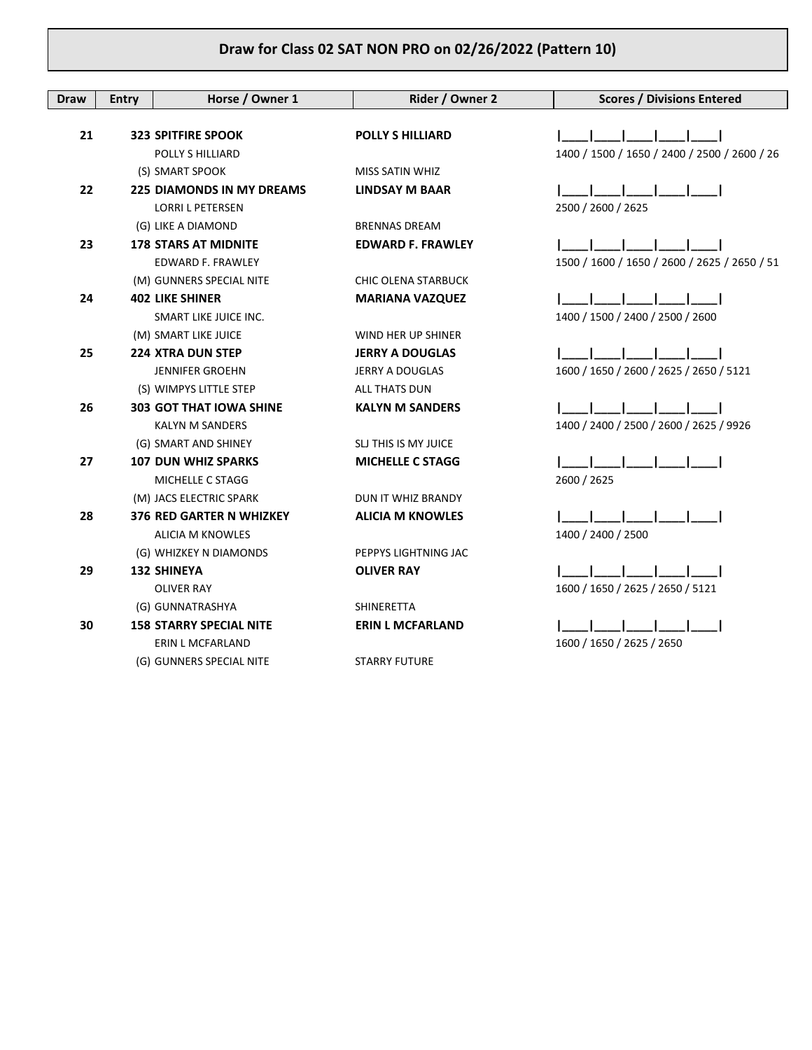## Draw for Class 02 SAT NON PRO on 02/26/2022 (Pattern 10)

| Draw | Entry | Horse / Owner 1 | Rider / Owner 2 | Scores / Divisions Entered |
|---|---|---|---|---|
| **21** | **323** | **SPITFIRE SPOOK** | **POLLY S HILLIARD** | \|\_\_\_\_\|\_\_\_\_\|\_\_\_\_\|\_\_\_\_\|\_\_\_\_\| |
| | | POLLY S HILLIARD | | 1400 / 1500 / 1650 / 2400 / 2500 / 2600 / 26 |
| | | (S) SMART SPOOK | MISS SATIN WHIZ | |
| **22** | **225** | **DIAMONDS IN MY DREAMS** | **LINDSAY M BAAR** | \|\_\_\_\_\|\_\_\_\_\|\_\_\_\_\|\_\_\_\_\|\_\_\_\_\| |
| | | LORRI L PETERSEN | | 2500 / 2600 / 2625 |
| | | (G) LIKE A DIAMOND | BRENNAS DREAM | |
| **23** | **178** | **STARS AT MIDNITE** | **EDWARD F. FRAWLEY** | \|\_\_\_\_\|\_\_\_\_\|\_\_\_\_\|\_\_\_\_\|\_\_\_\_\| |
| | | EDWARD F. FRAWLEY | | 1500 / 1600 / 1650 / 2600 / 2625 / 2650 / 51 |
| | | (M) GUNNERS SPECIAL NITE | CHIC OLENA STARBUCK | |
| **24** | **402** | **LIKE SHINER** | **MARIANA VAZQUEZ** | \|\_\_\_\_\|\_\_\_\_\|\_\_\_\_\|\_\_\_\_\|\_\_\_\_\| |
| | | SMART LIKE JUICE INC. | | 1400 / 1500 / 2400 / 2500 / 2600 |
| | | (M) SMART LIKE JUICE | WIND HER UP SHINER | |
| **25** | **224** | **XTRA DUN STEP** | **JERRY A DOUGLAS** | \|\_\_\_\_\|\_\_\_\_\|\_\_\_\_\|\_\_\_\_\|\_\_\_\_\| |
| | | JENNIFER GROEHN | JERRY A DOUGLAS | 1600 / 1650 / 2600 / 2625 / 2650 / 5121 |
| | | (S) WIMPYS LITTLE STEP | ALL THATS DUN | |
| **26** | **303** | **GOT THAT IOWA SHINE** | **KALYN M SANDERS** | \|\_\_\_\_\|\_\_\_\_\|\_\_\_\_\|\_\_\_\_\|\_\_\_\_\| |
| | | KALYN M SANDERS | | 1400 / 2400 / 2500 / 2600 / 2625 / 9926 |
| | | (G) SMART AND SHINEY | SLJ THIS IS MY JUICE | |
| **27** | **107** | **DUN WHIZ SPARKS** | **MICHELLE C STAGG** | \|\_\_\_\_\|\_\_\_\_\|\_\_\_\_\|\_\_\_\_\|\_\_\_\_\| |
| | | MICHELLE C STAGG | | 2600 / 2625 |
| | | (M) JACS ELECTRIC SPARK | DUN IT WHIZ BRANDY | |
| **28** | **376** | **RED GARTER N WHIZKEY** | **ALICIA M KNOWLES** | \|\_\_\_\_\|\_\_\_\_\|\_\_\_\_\|\_\_\_\_\|\_\_\_\_\| |
| | | ALICIA M KNOWLES | | 1400 / 2400 / 2500 |
| | | (G) WHIZKEY N DIAMONDS | PEPPYS LIGHTNING JAC | |
| **29** | **132** | **SHINEYA** | **OLIVER RAY** | \|\_\_\_\_\|\_\_\_\_\|\_\_\_\_\|\_\_\_\_\|\_\_\_\_\| |
| | | OLIVER RAY | | 1600 / 1650 / 2625 / 2650 / 5121 |
| | | (G) GUNNATRASHYA | SHINERETTA | |
| **30** | **158** | **STARRY SPECIAL NITE** | **ERIN L MCFARLAND** | \|\_\_\_\_\|\_\_\_\_\|\_\_\_\_\|\_\_\_\_\|\_\_\_\_\| |
| | | ERIN L MCFARLAND | | 1600 / 1650 / 2625 / 2650 |
| | | (G) GUNNERS SPECIAL NITE | STARRY FUTURE | |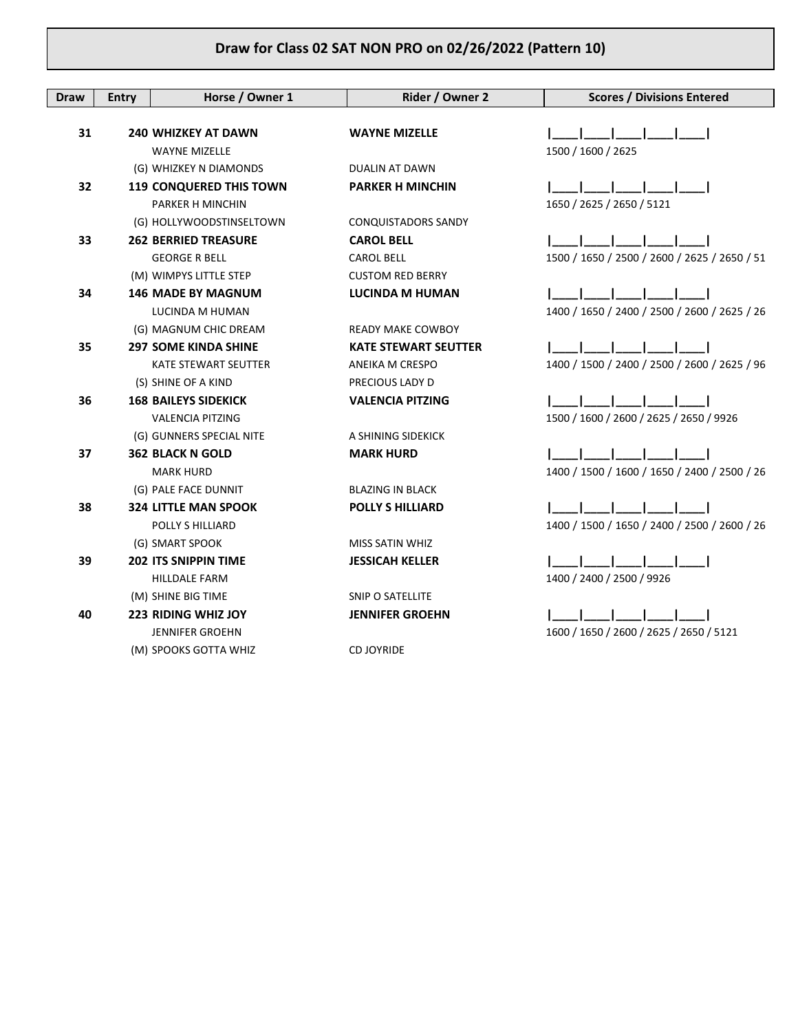## Draw for Class 02 SAT NON PRO on 02/26/2022 (Pattern 10)

| Draw | Entry | Horse / Owner 1 | Rider / Owner 2 | Scores / Divisions Entered |
|---|---|---|---|---|
| **31** | **240** | **WHIZKEY AT DAWN** | **WAYNE MIZELLE** | \|\_\_\_\_\|\_\_\_\_\|\_\_\_\_\|\_\_\_\_\|\_\_\_\_\| |
| | | WAYNE MIZELLE | | 1500 / 1600 / 2625 |
| | | (G) WHIZKEY N DIAMONDS | DUALIN AT DAWN | |
| **32** | **119** | **CONQUERED THIS TOWN** | **PARKER H MINCHIN** | \|\_\_\_\_\|\_\_\_\_\|\_\_\_\_\|\_\_\_\_\|\_\_\_\_\| |
| | | PARKER H MINCHIN | | 1650 / 2625 / 2650 / 5121 |
| | | (G) HOLLYWOODSTINSELTOWN | CONQUISTADORS SANDY | |
| **33** | **262** | **BERRIED TREASURE** | **CAROL BELL** | \|\_\_\_\_\|\_\_\_\_\|\_\_\_\_\|\_\_\_\_\|\_\_\_\_\| |
| | | GEORGE R BELL | CAROL BELL | 1500 / 1650 / 2500 / 2600 / 2625 / 2650 / 51 |
| | | (M) WIMPYS LITTLE STEP | CUSTOM RED BERRY | |
| **34** | **146** | **MADE BY MAGNUM** | **LUCINDA M HUMAN** | \|\_\_\_\_\|\_\_\_\_\|\_\_\_\_\|\_\_\_\_\|\_\_\_\_\| |
| | | LUCINDA M HUMAN | | 1400 / 1650 / 2400 / 2500 / 2600 / 2625 / 26 |
| | | (G) MAGNUM CHIC DREAM | READY MAKE COWBOY | |
| **35** | **297** | **SOME KINDA SHINE** | **KATE STEWART SEUTTER** | \|\_\_\_\_\|\_\_\_\_\|\_\_\_\_\|\_\_\_\_\|\_\_\_\_\| |
| | | KATE STEWART SEUTTER | ANEIKA M CRESPO | 1400 / 1500 / 2400 / 2500 / 2600 / 2625 / 96 |
| | | (S) SHINE OF A KIND | PRECIOUS LADY D | |
| **36** | **168** | **BAILEYS SIDEKICK** | **VALENCIA PITZING** | \|\_\_\_\_\|\_\_\_\_\|\_\_\_\_\|\_\_\_\_\|\_\_\_\_\| |
| | | VALENCIA PITZING | | 1500 / 1600 / 2600 / 2625 / 2650 / 9926 |
| | | (G) GUNNERS SPECIAL NITE | A SHINING SIDEKICK | |
| **37** | **362** | **BLACK N GOLD** | **MARK HURD** | \|\_\_\_\_\|\_\_\_\_\|\_\_\_\_\|\_\_\_\_\|\_\_\_\_\| |
| | | MARK HURD | | 1400 / 1500 / 1600 / 1650 / 2400 / 2500 / 26 |
| | | (G) PALE FACE DUNNIT | BLAZING IN BLACK | |
| **38** | **324** | **LITTLE MAN SPOOK** | **POLLY S HILLIARD** | \|\_\_\_\_\|\_\_\_\_\|\_\_\_\_\|\_\_\_\_\|\_\_\_\_\| |
| | | POLLY S HILLIARD | | 1400 / 1500 / 1650 / 2400 / 2500 / 2600 / 26 |
| | | (G) SMART SPOOK | MISS SATIN WHIZ | |
| **39** | **202** | **ITS SNIPPIN TIME** | **JESSICAH KELLER** | \|\_\_\_\_\|\_\_\_\_\|\_\_\_\_\|\_\_\_\_\|\_\_\_\_\| |
| | | HILLDALE FARM | | 1400 / 2400 / 2500 / 9926 |
| | | (M) SHINE BIG TIME | SNIP O SATELLITE | |
| **40** | **223** | **RIDING WHIZ JOY** | **JENNIFER GROEHN** | \|\_\_\_\_\|\_\_\_\_\|\_\_\_\_\|\_\_\_\_\|\_\_\_\_\| |
| | | JENNIFER GROEHN | | 1600 / 1650 / 2600 / 2625 / 2650 / 5121 |
| | | (M) SPOOKS GOTTA WHIZ | CD JOYRIDE | |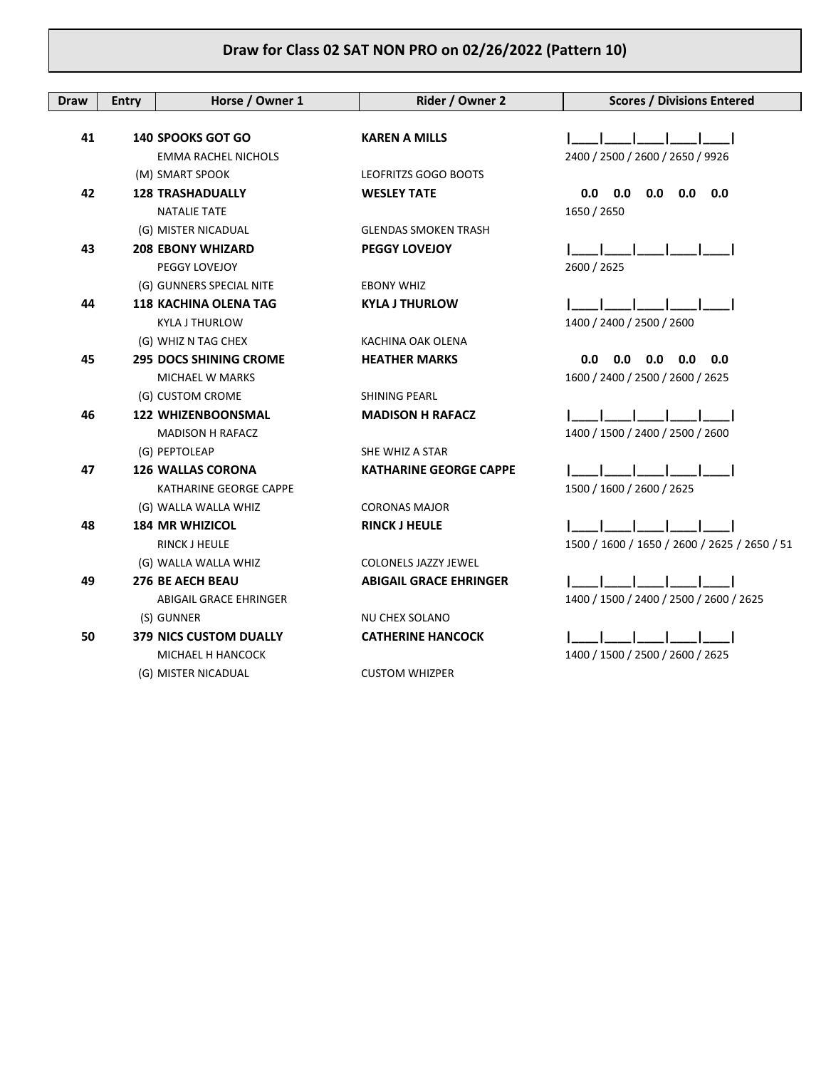# Draw for Class 02 SAT NON PRO on 02/26/2022 (Pattern 10)

| Draw | Entry | Horse / Owner 1 | Rider / Owner 2 | Scores / Divisions Entered |
|---|---|---|---|---|
| 41 | 140 | **SPOOKS GOT GO** | **KAREN A MILLS** | \|\_\_\_\_\|\_\_\_\_\|\_\_\_\_\|\_\_\_\_\|\_\_\_\_\| |
| | | EMMA RACHEL NICHOLS | | 2400 / 2500 / 2600 / 2650 / 9926 |
| | | (M) SMART SPOOK | LEOFRITZS GOGO BOOTS | |
| 42 | 128 | **TRASHADUALLY** | **WESLEY TATE** | **0.0 0.0 0.0 0.0 0.0** |
| | | NATALIE TATE | | 1650 / 2650 |
| | | (G) MISTER NICADUAL | GLENDAS SMOKEN TRASH | |
| 43 | 208 | **EBONY WHIZARD** | **PEGGY LOVEJOY** | \|\_\_\_\_\|\_\_\_\_\|\_\_\_\_\|\_\_\_\_\|\_\_\_\_\| |
| | | PEGGY LOVEJOY | | 2600 / 2625 |
| | | (G) GUNNERS SPECIAL NITE | EBONY WHIZ | |
| 44 | 118 | **KACHINA OLENA TAG** | **KYLA J THURLOW** | \|\_\_\_\_\|\_\_\_\_\|\_\_\_\_\|\_\_\_\_\|\_\_\_\_\| |
| | | KYLA J THURLOW | | 1400 / 2400 / 2500 / 2600 |
| | | (G) WHIZ N TAG CHEX | KACHINA OAK OLENA | |
| 45 | 295 | **DOCS SHINING CROME** | **HEATHER MARKS** | **0.0 0.0 0.0 0.0 0.0** |
| | | MICHAEL W MARKS | | 1600 / 2400 / 2500 / 2600 / 2625 |
| | | (G) CUSTOM CROME | SHINING PEARL | |
| 46 | 122 | **WHIZENBOONSMAL** | **MADISON H RAFACZ** | \|\_\_\_\_\|\_\_\_\_\|\_\_\_\_\|\_\_\_\_\|\_\_\_\_\| |
| | | MADISON H RAFACZ | | 1400 / 1500 / 2400 / 2500 / 2600 |
| | | (G) PEPTOLEAP | SHE WHIZ A STAR | |
| 47 | 126 | **WALLAS CORONA** | **KATHARINE GEORGE CAPPE** | \|\_\_\_\_\|\_\_\_\_\|\_\_\_\_\|\_\_\_\_\|\_\_\_\_\| |
| | | KATHARINE GEORGE CAPPE | | 1500 / 1600 / 2600 / 2625 |
| | | (G) WALLA WALLA WHIZ | CORONAS MAJOR | |
| 48 | 184 | **MR WHIZICOL** | **RINCK J HEULE** | \|\_\_\_\_\|\_\_\_\_\|\_\_\_\_\|\_\_\_\_\|\_\_\_\_\| |
| | | RINCK J HEULE | | 1500 / 1600 / 1650 / 2600 / 2625 / 2650 / 51 |
| | | (G) WALLA WALLA WHIZ | COLONELS JAZZY JEWEL | |
| 49 | 276 | **BE AECH BEAU** | **ABIGAIL GRACE EHRINGER** | \|\_\_\_\_\|\_\_\_\_\|\_\_\_\_\|\_\_\_\_\|\_\_\_\_\| |
| | | ABIGAIL GRACE EHRINGER | | 1400 / 1500 / 2400 / 2500 / 2600 / 2625 |
| | | (S) GUNNER | NU CHEX SOLANO | |
| 50 | 379 | **NICS CUSTOM DUALLY** | **CATHERINE HANCOCK** | \|\_\_\_\_\|\_\_\_\_\|\_\_\_\_\|\_\_\_\_\|\_\_\_\_\| |
| | | MICHAEL H HANCOCK | | 1400 / 1500 / 2500 / 2600 / 2625 |
| | | (G) MISTER NICADUAL | CUSTOM WHIZPER | |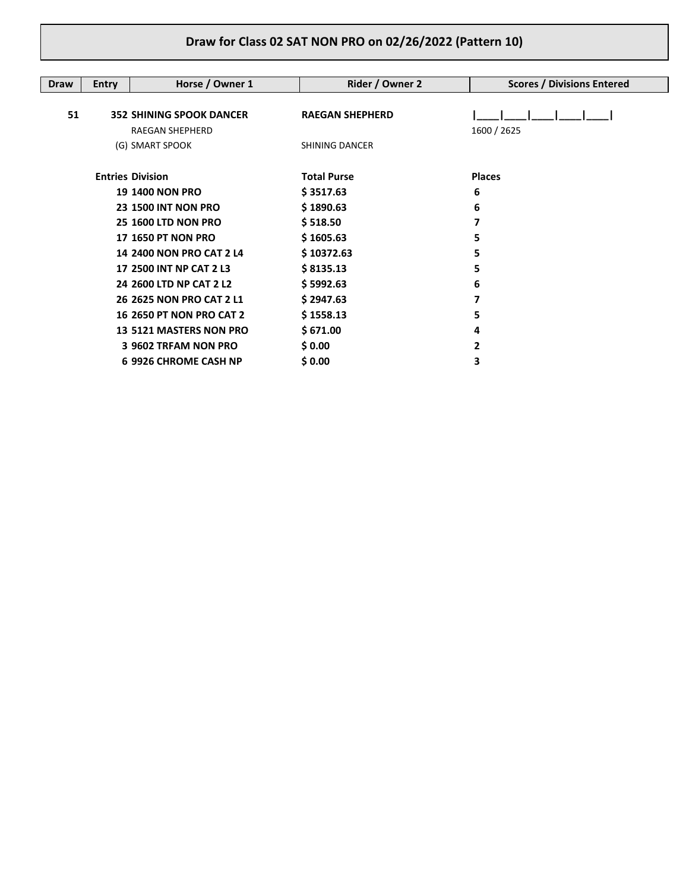# Draw for Class 02 SAT NON PRO on 02/26/2022 (Pattern 10)

| Draw | Entry | Horse / Owner 1 | Rider / Owner 2 | Scores / Divisions Entered |
|---|---|---|---|---|
| 51 | 352 | **SHINING SPOOK DANCER** | **RAEGAN SHEPHERD** | \|____\|____\|____\|____\|____\| |
| | | RAEGAN SHEPHERD | | 1600 / 2625 |
| | | (G) SMART SPOOK | SHINING DANCER | |

| Entries | Division | Total Purse | Places |
|---|---|---|---|
| **19** | **1400 NON PRO** | **$ 3517.63** | **6** |
| **23** | **1500 INT NON PRO** | **$ 1890.63** | **6** |
| **25** | **1600 LTD NON PRO** | **$ 518.50** | **7** |
| **17** | **1650 PT NON PRO** | **$ 1605.63** | **5** |
| **14** | **2400 NON PRO CAT 2 L4** | **$ 10372.63** | **5** |
| **17** | **2500 INT NP CAT 2 L3** | **$ 8135.13** | **5** |
| **24** | **2600 LTD NP CAT 2 L2** | **$ 5992.63** | **6** |
| **26** | **2625 NON PRO CAT 2 L1** | **$ 2947.63** | **7** |
| **16** | **2650 PT NON PRO CAT 2** | **$ 1558.13** | **5** |
| **13** | **5121 MASTERS NON PRO** | **$ 671.00** | **4** |
| **3** | **9602 TRFAM NON PRO** | **$ 0.00** | **2** |
| **6** | **9926 CHROME CASH NP** | **$ 0.00** | **3** |